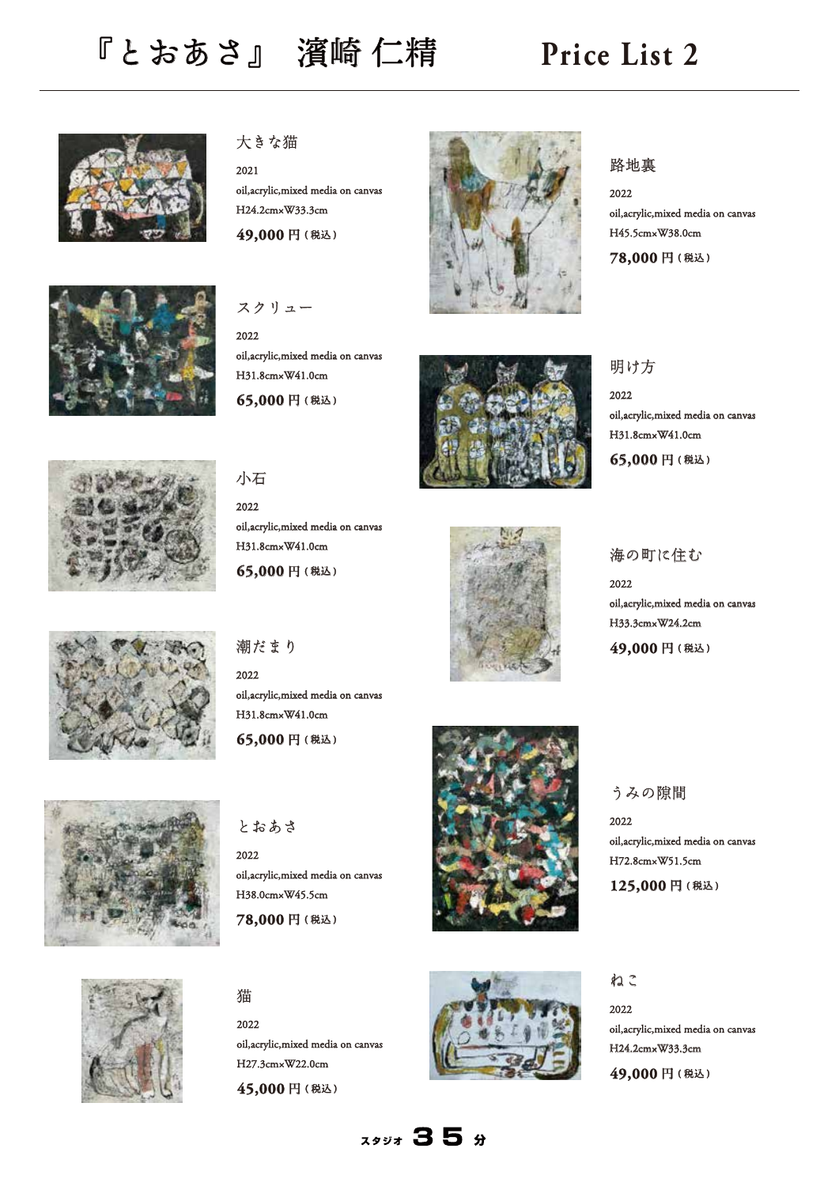# 『とおあさ』 濱崎 仁精　　Price List 2

### 大きな猫
2021
oil,acrylic,mixed media on canvas
H24.2cm×W33.3cm
**49,000 円（税込）**

### スクリュー
2022
oil,acrylic,mixed media on canvas
H31.8cm×W41.0cm
**65,000 円（税込）**

### 小石
2022
oil,acrylic,mixed media on canvas
H31.8cm×W41.0cm
**65,000 円（税込）**

### 潮だまり
2022
oil,acrylic,mixed media on canvas
H31.8cm×W41.0cm
**65,000 円（税込）**

### とおあさ
2022
oil,acrylic,mixed media on canvas
H38.0cm×W45.5cm
**78,000 円（税込）**

### 猫
2022
oil,acrylic,mixed media on canvas
H27.3cm×W22.0cm
**45,000 円（税込）**

### 路地裏
2022
oil,acrylic,mixed media on canvas
H45.5cm×W38.0cm
**78,000 円（税込）**

### 明け方
2022
oil,acrylic,mixed media on canvas
H31.8cm×W41.0cm
**65,000 円（税込）**

### 海の町に住む
2022
oil,acrylic,mixed media on canvas
H33.3cm×W24.2cm
**49,000 円（税込）**

### うみの隙間
2022
oil,acrylic,mixed media on canvas
H72.8cm×W51.5cm
**125,000 円（税込）**

### ねこ
2022
oil,acrylic,mixed media on canvas
H24.2cm×W33.3cm
**49,000 円（税込）**

スタジオ 35 分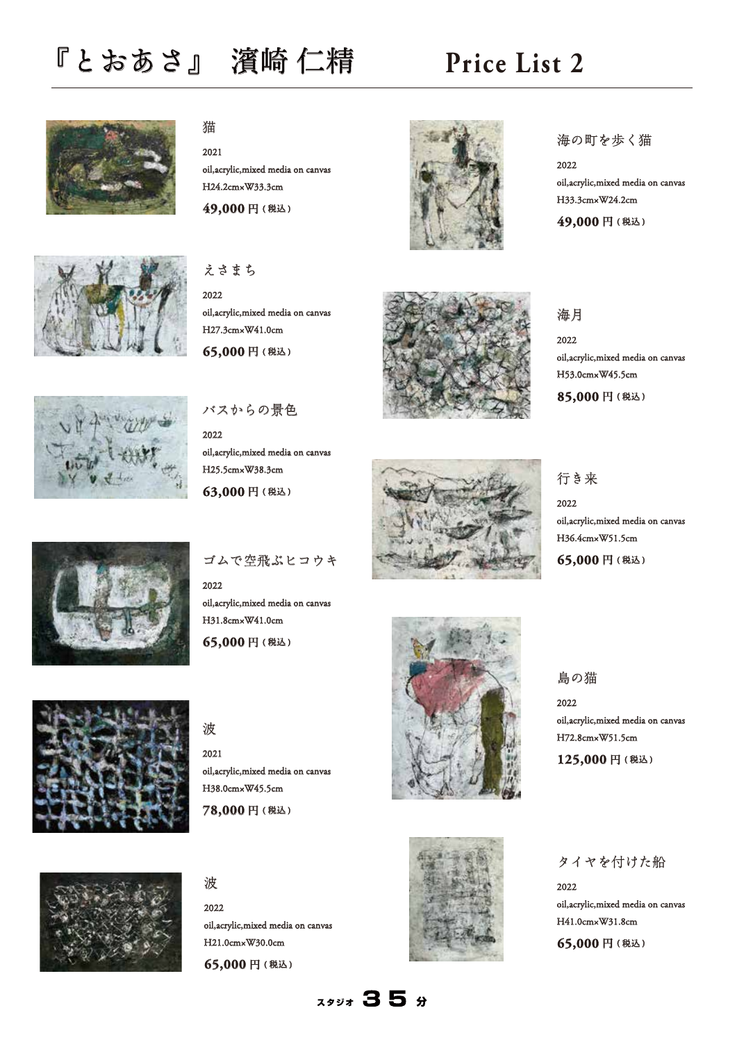# 『とおあさ』 濱崎 仁精 Price List 2

猫
2021
oil,acrylic,mixed media on canvas
H24.2cm×W33.3cm
**49,000 円（税込）**

えさまち
2022
oil,acrylic,mixed media on canvas
H27.3cm×W41.0cm
**65,000 円（税込）**

バスからの景色
2022
oil,acrylic,mixed media on canvas
H25.5cm×W38.3cm
**63,000 円（税込）**

ゴムで空飛ぶヒコウキ
2022
oil,acrylic,mixed media on canvas
H31.8cm×W41.0cm
**65,000 円（税込）**

波
2021
oil,acrylic,mixed media on canvas
H38.0cm×W45.5cm
**78,000 円（税込）**

波
2022
oil,acrylic,mixed media on canvas
H21.0cm×W30.0cm
**65,000 円（税込）**

海の町を歩く猫
2022
oil,acrylic,mixed media on canvas
H33.3cm×W24.2cm
**49,000 円（税込）**

海月
2022
oil,acrylic,mixed media on canvas
H53.0cm×W45.5cm
**85,000 円（税込）**

行き来
2022
oil,acrylic,mixed media on canvas
H36.4cm×W51.5cm
**65,000 円（税込）**

島の猫
2022
oil,acrylic,mixed media on canvas
H72.8cm×W51.5cm
**125,000 円（税込）**

タイヤを付けた船
2022
oil,acrylic,mixed media on canvas
H41.0cm×W31.8cm
**65,000 円（税込）**

スタジオ 35 分